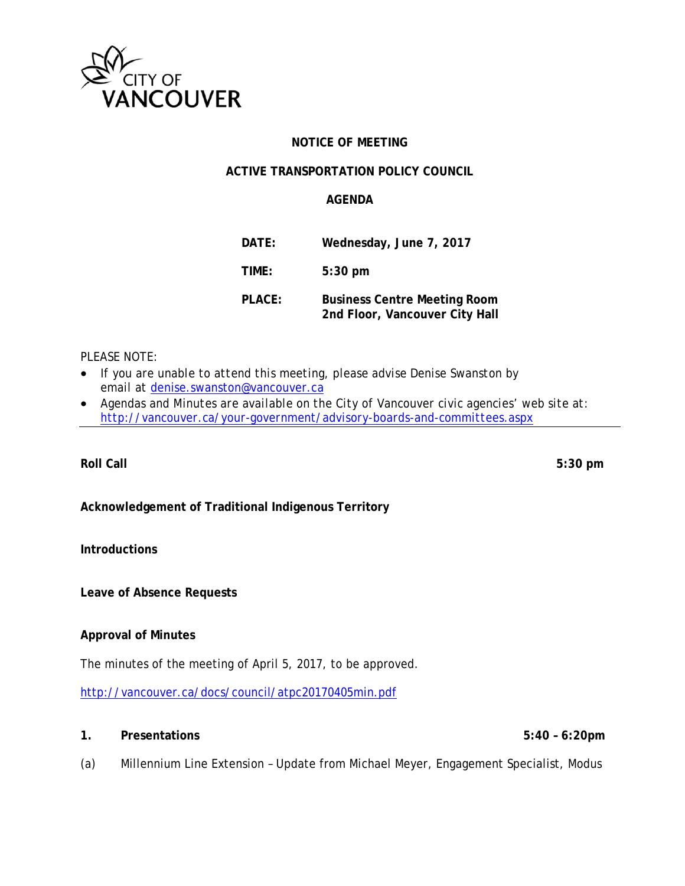CITY OF VANCOUVER

**NOTICE OF MEETING**

**ACTIVE TRANSPORTATION POLICY COUNCIL**

**AGENDA**

| | |
|---|---|
| **DATE:** | **Wednesday, June 7, 2017** |
| **TIME:** | **5:30 pm** |
| **PLACE:** | **Business Centre Meeting Room 2nd Floor, Vancouver City Hall** |

PLEASE NOTE:

- If you are unable to attend this meeting, please advise Denise Swanston by email at denise.swanston@vancouver.ca
- Agendas and Minutes are available on the City of Vancouver civic agencies' web site at: http://vancouver.ca/your-government/advisory-boards-and-committees.aspx

---

**Roll Call** **5:30 pm**

**Acknowledgement of Traditional Indigenous Territory**

**Introductions**

**Leave of Absence Requests**

**Approval of Minutes**

The minutes of the meeting of April 5, 2017, to be approved.

http://vancouver.ca/docs/council/atpc20170405min.pdf

**1. Presentations** **5:40 – 6:20pm**

(a) Millennium Line Extension – Update from Michael Meyer, Engagement Specialist, Modus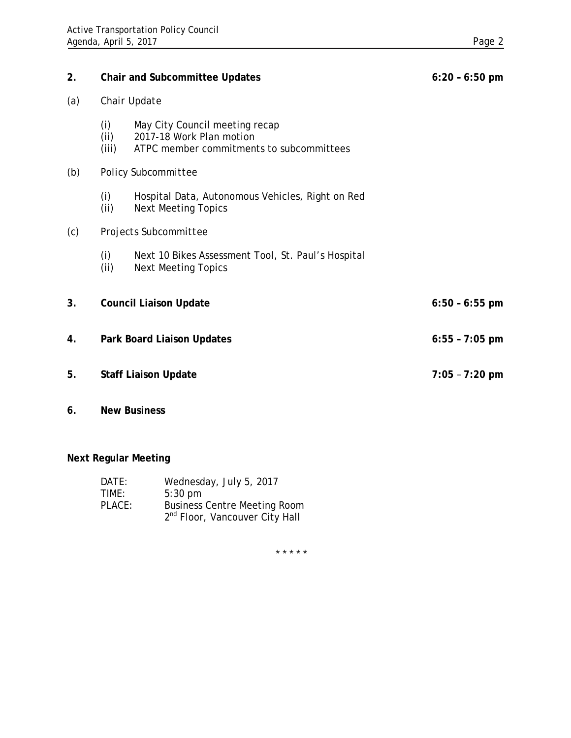**2. Chair and Subcommittee Updates** **6:20 – 6:50 pm**

(a) Chair Update

- (i) May City Council meeting recap
- (ii) 2017-18 Work Plan motion
- (iii) ATPC member commitments to subcommittees

(b) Policy Subcommittee

- (i) Hospital Data, Autonomous Vehicles, Right on Red
- (ii) Next Meeting Topics

(c) Projects Subcommittee

- (i) Next 10 Bikes Assessment Tool, St. Paul's Hospital
- (ii) Next Meeting Topics

**3. Council Liaison Update** **6:50 – 6:55 pm**

**4. Park Board Liaison Updates** **6:55 – 7:05 pm**

**5. Staff Liaison Update** **7:05 – 7:20 pm**

**6. New Business**

**Next Regular Meeting**

DATE: Wednesday, July 5, 2017
TIME: 5:30 pm
PLACE: Business Centre Meeting Room
2nd Floor, Vancouver City Hall

\* \* \* \* \*